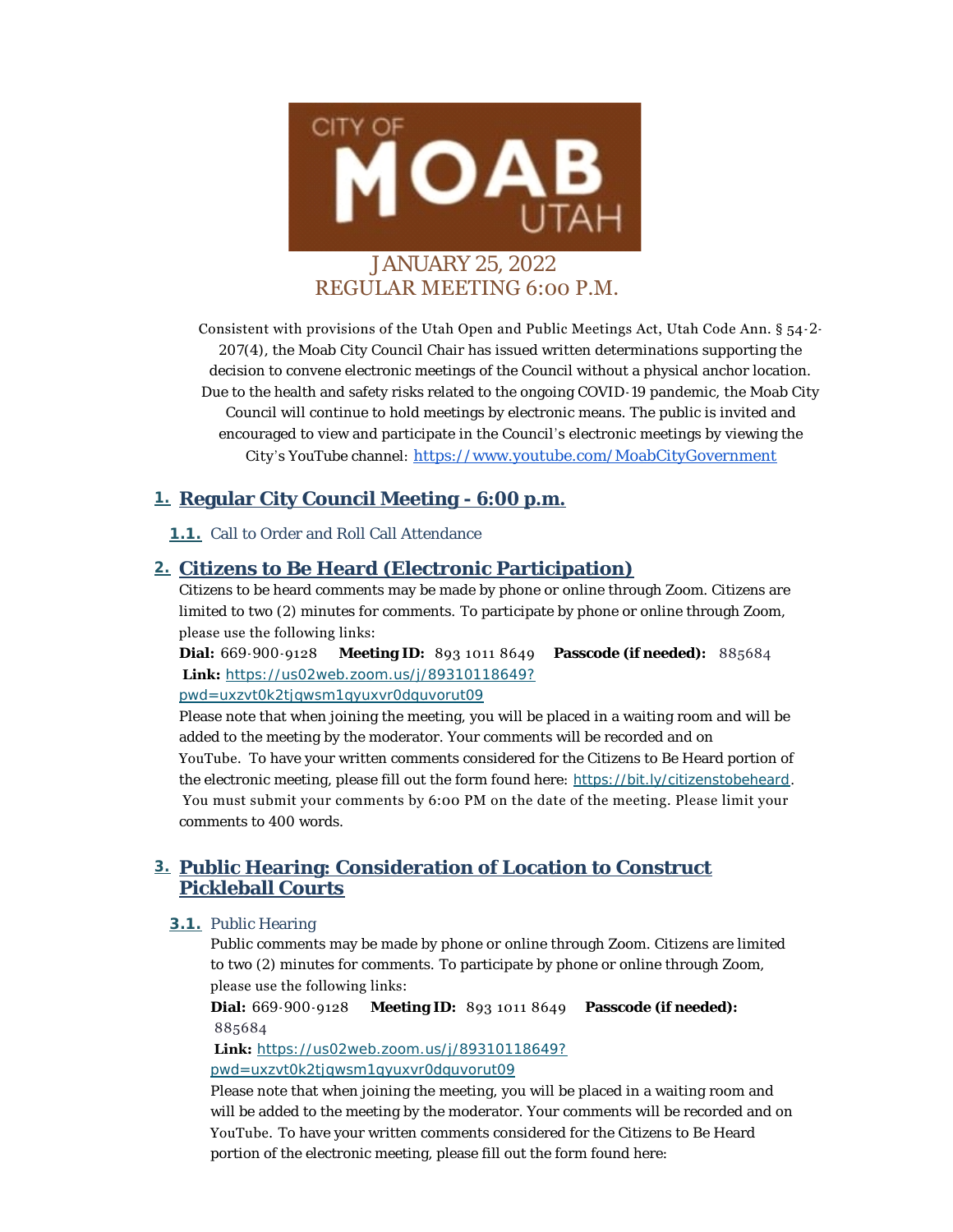CITY OF MOAB UTAH

JANUARY 25, 2022
REGULAR MEETING 6:00 P.M.

Consistent with provisions of the Utah Open and Public Meetings Act, Utah Code Ann. § 54-2-207(4), the Moab City Council Chair has issued written determinations supporting the decision to convene electronic meetings of the Council without a physical anchor location. Due to the health and safety risks related to the ongoing COVID-19 pandemic, the Moab City Council will continue to hold meetings by electronic means. The public is invited and encouraged to view and participate in the Council's electronic meetings by viewing the City's YouTube channel: https://www.youtube.com/MoabCityGovernment

## 1. Regular City Council Meeting - 6:00 p.m.

### 1.1. Call to Order and Roll Call Attendance

## 2. Citizens to Be Heard (Electronic Participation)

Citizens to be heard comments may be made by phone or online through Zoom. Citizens are limited to two (2) minutes for comments. To participate by phone or online through Zoom, please use the following links:

**Dial:** 669-900-9128 **Meeting ID:** 893 1011 8649 **Passcode (if needed):** 885684
**Link:** https://us02web.zoom.us/j/89310118649?pwd=uxzvt0k2tjqwsm1qyuxvr0dquvorut09

Please note that when joining the meeting, you will be placed in a waiting room and will be added to the meeting by the moderator. Your comments will be recorded and on YouTube. To have your written comments considered for the Citizens to Be Heard portion of the electronic meeting, please fill out the form found here: https://bit.ly/citizenstobeheard. You must submit your comments by 6:00 PM on the date of the meeting. Please limit your comments to 400 words.

## 3. Public Hearing: Consideration of Location to Construct Pickleball Courts

### 3.1. Public Hearing

Public comments may be made by phone or online through Zoom. Citizens are limited to two (2) minutes for comments. To participate by phone or online through Zoom, please use the following links:

**Dial:** 669-900-9128 **Meeting ID:** 893 1011 8649 **Passcode (if needed):** 885684
**Link:** https://us02web.zoom.us/j/89310118649?pwd=uxzvt0k2tjqwsm1qyuxvr0dquvorut09

Please note that when joining the meeting, you will be placed in a waiting room and will be added to the meeting by the moderator. Your comments will be recorded and on YouTube. To have your written comments considered for the Citizens to Be Heard portion of the electronic meeting, please fill out the form found here: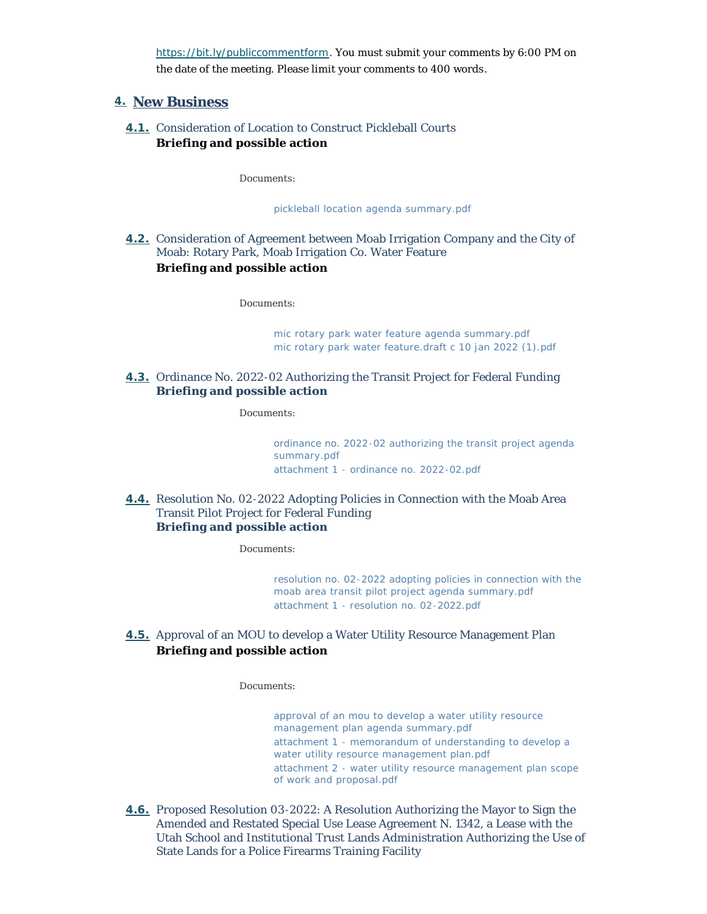https://bit.ly/publiccommentform. You must submit your comments by 6:00 PM on the date of the meeting. Please limit your comments to 400 words.

## 4. New Business

**4.1.** Consideration of Location to Construct Pickleball Courts
**Briefing and possible action**

Documents:

pickleball location agenda summary.pdf

**4.2.** Consideration of Agreement between Moab Irrigation Company and the City of Moab: Rotary Park, Moab Irrigation Co. Water Feature
**Briefing and possible action**

Documents:

mic rotary park water feature agenda summary.pdf
mic rotary park water feature.draft c 10 jan 2022 (1).pdf

**4.3.** Ordinance No. 2022-02 Authorizing the Transit Project for Federal Funding
**Briefing and possible action**

Documents:

ordinance no. 2022-02 authorizing the transit project agenda summary.pdf
attachment 1 - ordinance no. 2022-02.pdf

**4.4.** Resolution No. 02-2022 Adopting Policies in Connection with the Moab Area Transit Pilot Project for Federal Funding
**Briefing and possible action**

Documents:

resolution no. 02-2022 adopting policies in connection with the moab area transit pilot project agenda summary.pdf
attachment 1 - resolution no. 02-2022.pdf

**4.5.** Approval of an MOU to develop a Water Utility Resource Management Plan
**Briefing and possible action**

Documents:

approval of an mou to develop a water utility resource management plan agenda summary.pdf
attachment 1 - memorandum of understanding to develop a water utility resource management plan.pdf
attachment 2 - water utility resource management plan scope of work and proposal.pdf

**4.6.** Proposed Resolution 03-2022: A Resolution Authorizing the Mayor to Sign the Amended and Restated Special Use Lease Agreement N. 1342, a Lease with the Utah School and Institutional Trust Lands Administration Authorizing the Use of State Lands for a Police Firearms Training Facility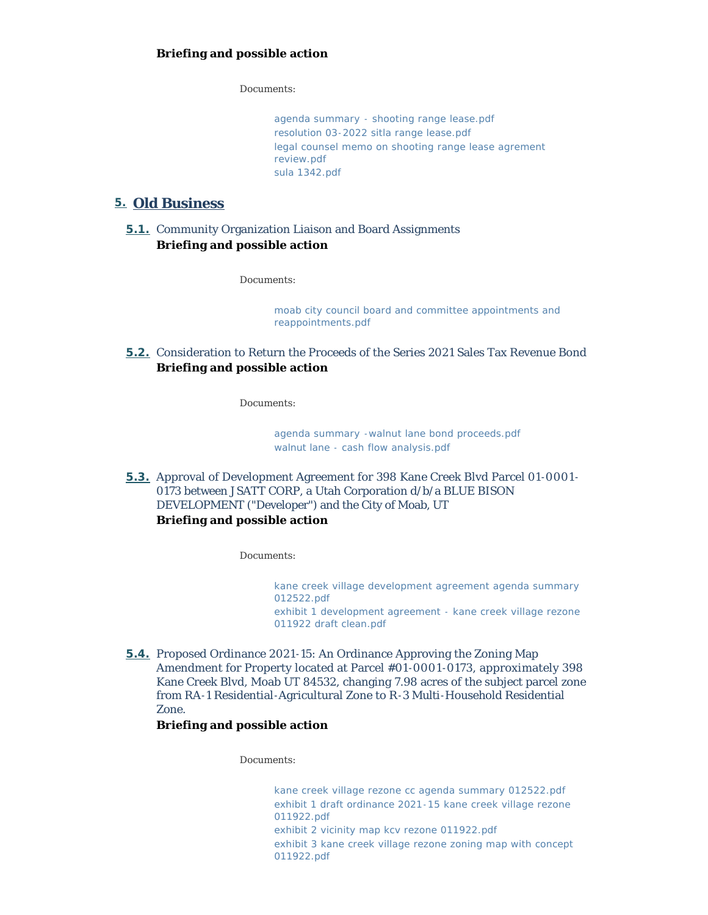**Briefing and possible action**

Documents:

- agenda summary - shooting range lease.pdf
- resolution 03-2022 sitla range lease.pdf
- legal counsel memo on shooting range lease agrement review.pdf
- sula 1342.pdf

## 5. Old Business

### 5.1. Community Organization Liaison and Board Assignments

**Briefing and possible action**

Documents:

- moab city council board and committee appointments and reappointments.pdf

### 5.2. Consideration to Return the Proceeds of the Series 2021 Sales Tax Revenue Bond

**Briefing and possible action**

Documents:

- agenda summary -walnut lane bond proceeds.pdf
- walnut lane - cash flow analysis.pdf

### 5.3. Approval of Development Agreement for 398 Kane Creek Blvd Parcel 01-0001-0173 between J SATT CORP, a Utah Corporation d/b/a BLUE BISON DEVELOPMENT ("Developer") and the City of Moab, UT

**Briefing and possible action**

Documents:

- kane creek village development agreement agenda summary 012522.pdf
- exhibit 1 development agreement - kane creek village rezone 011922 draft clean.pdf

### 5.4. Proposed Ordinance 2021-15: An Ordinance Approving the Zoning Map Amendment for Property located at Parcel #01-0001-0173, approximately 398 Kane Creek Blvd, Moab UT 84532, changing 7.98 acres of the subject parcel zone from RA-1 Residential-Agricultural Zone to R-3 Multi-Household Residential Zone.

**Briefing and possible action**

Documents:

- kane creek village rezone cc agenda summary 012522.pdf
- exhibit 1 draft ordinance 2021-15 kane creek village rezone 011922.pdf
- exhibit 2 vicinity map kcv rezone 011922.pdf
- exhibit 3 kane creek village rezone zoning map with concept 011922.pdf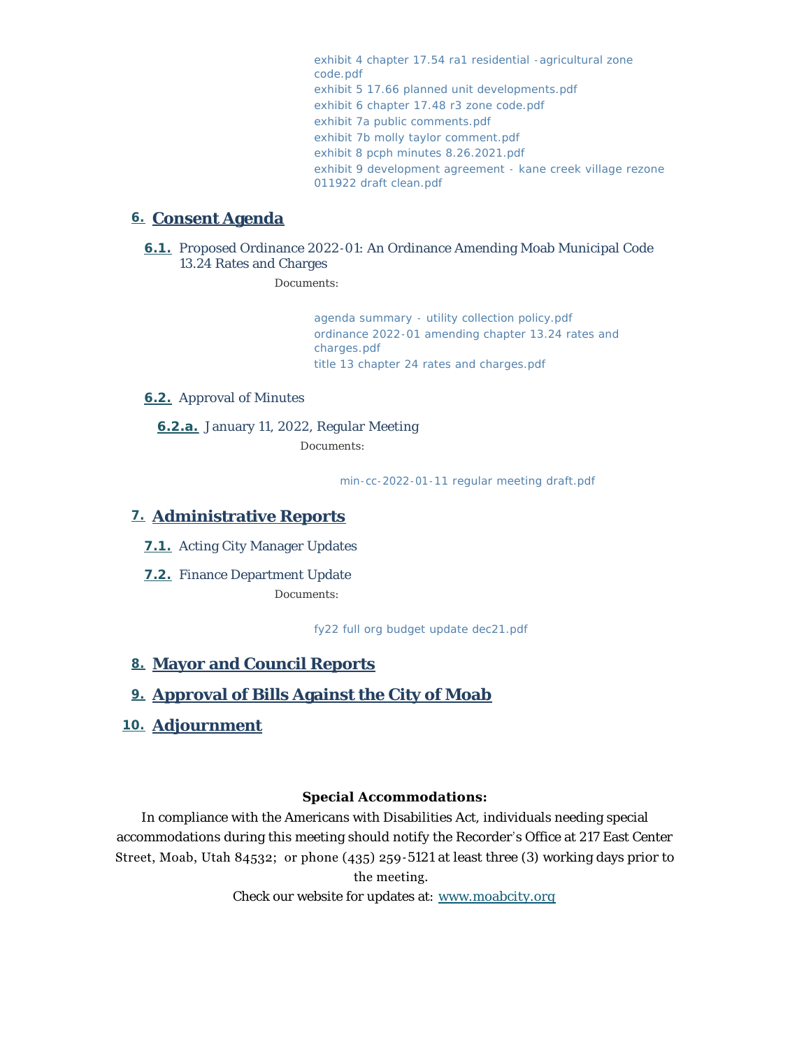exhibit 4 chapter 17.54 ra1 residential -agricultural zone code.pdf
exhibit 5 17.66 planned unit developments.pdf
exhibit 6 chapter 17.48 r3 zone code.pdf
exhibit 7a public comments.pdf
exhibit 7b molly taylor comment.pdf
exhibit 8 pcph minutes 8.26.2021.pdf
exhibit 9 development agreement - kane creek village rezone 011922 draft clean.pdf

## 6. Consent Agenda

**6.1.** Proposed Ordinance 2022-01: An Ordinance Amending Moab Municipal Code 13.24 Rates and Charges

Documents:

agenda summary - utility collection policy.pdf
ordinance 2022-01 amending chapter 13.24 rates and charges.pdf
title 13 chapter 24 rates and charges.pdf

**6.2.** Approval of Minutes

**6.2.a.** January 11, 2022, Regular Meeting

Documents:

min-cc-2022-01-11 regular meeting draft.pdf

## 7. Administrative Reports

**7.1.** Acting City Manager Updates

**7.2.** Finance Department Update

Documents:

fy22 full org budget update dec21.pdf

## 8. Mayor and Council Reports

## 9. Approval of Bills Against the City of Moab

## 10. Adjournment

**Special Accommodations:**

In compliance with the Americans with Disabilities Act, individuals needing special accommodations during this meeting should notify the Recorder's Office at 217 East Center Street, Moab, Utah 84532; or phone (435) 259-5121 at least three (3) working days prior to the meeting.

Check our website for updates at: www.moabcity.org